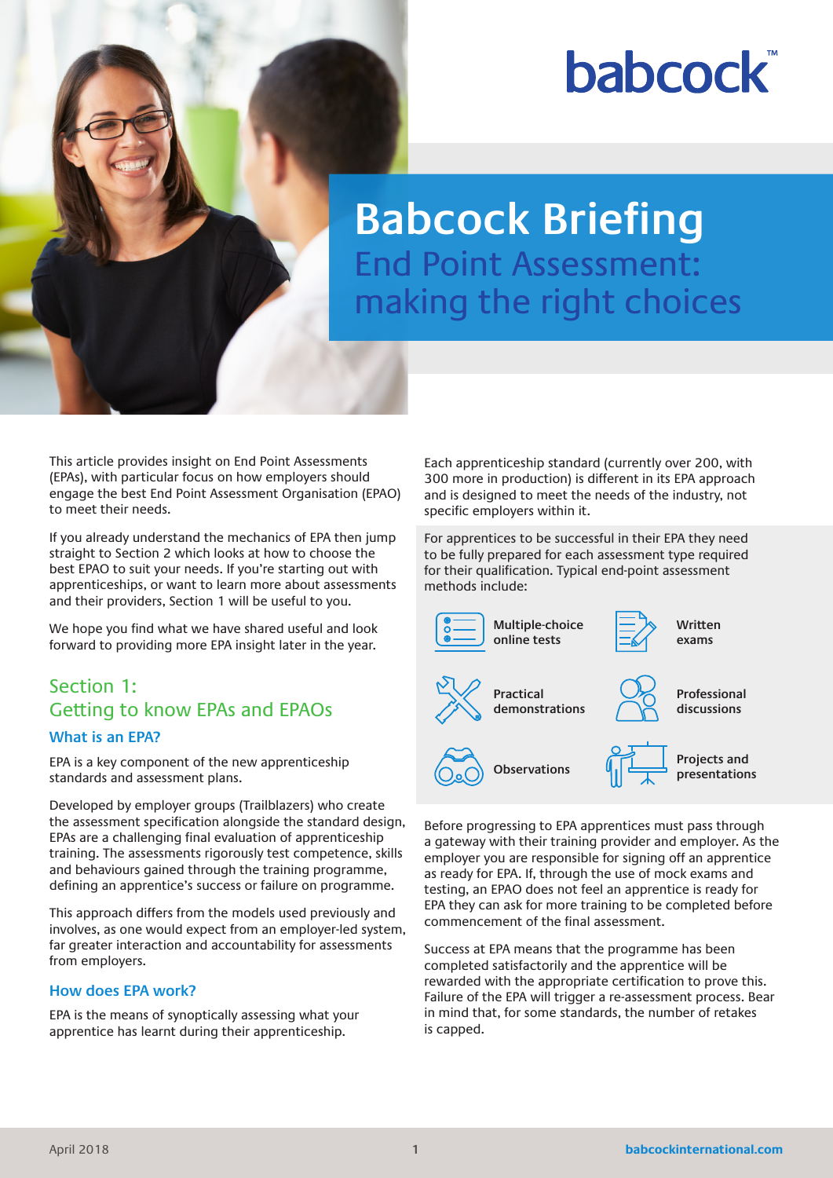# Babcock Briefing

## End Point Assessment: making the right choices

This article provides insight on End Point Assessments (EPAs), with particular focus on how employers should engage the best End Point Assessment Organisation (EPAO) to meet their needs.

If you already understand the mechanics of EPA then jump straight to Section 2 which looks at how to choose the best EPAO to suit your needs. If you're starting out with apprenticeships, or want to learn more about assessments and their providers, Section 1 will be useful to you.

We hope you find what we have shared useful and look forward to providing more EPA insight later in the year.

## Section 1: Getting to know EPAs and EPAOs

### What is an EPA?

EPA is a key component of the new apprenticeship standards and assessment plans.

Developed by employer groups (Trailblazers) who create the assessment specification alongside the standard design, EPAs are a challenging final evaluation of apprenticeship training. The assessments rigorously test competence, skills and behaviours gained through the training programme, defining an apprentice's success or failure on programme.

This approach differs from the models used previously and involves, as one would expect from an employer-led system, far greater interaction and accountability for assessments from employers.

### How does EPA work?

EPA is the means of synoptically assessing what your apprentice has learnt during their apprenticeship.

Each apprenticeship standard (currently over 200, with 300 more in production) is different in its EPA approach and is designed to meet the needs of the industry, not specific employers within it.

For apprentices to be successful in their EPA they need to be fully prepared for each assessment type required for their qualification. Typical end-point assessment methods include:

- Multiple-choice online tests
- Written exams
- Practical demonstrations
- Professional discussions
- Observations
- Projects and presentations

Before progressing to EPA apprentices must pass through a gateway with their training provider and employer. As the employer you are responsible for signing off an apprentice as ready for EPA. If, through the use of mock exams and testing, an EPAO does not feel an apprentice is ready for EPA they can ask for more training to be completed before commencement of the final assessment.

Success at EPA means that the programme has been completed satisfactorily and the apprentice will be rewarded with the appropriate certification to prove this. Failure of the EPA will trigger a re-assessment process. Bear in mind that, for some standards, the number of retakes is capped.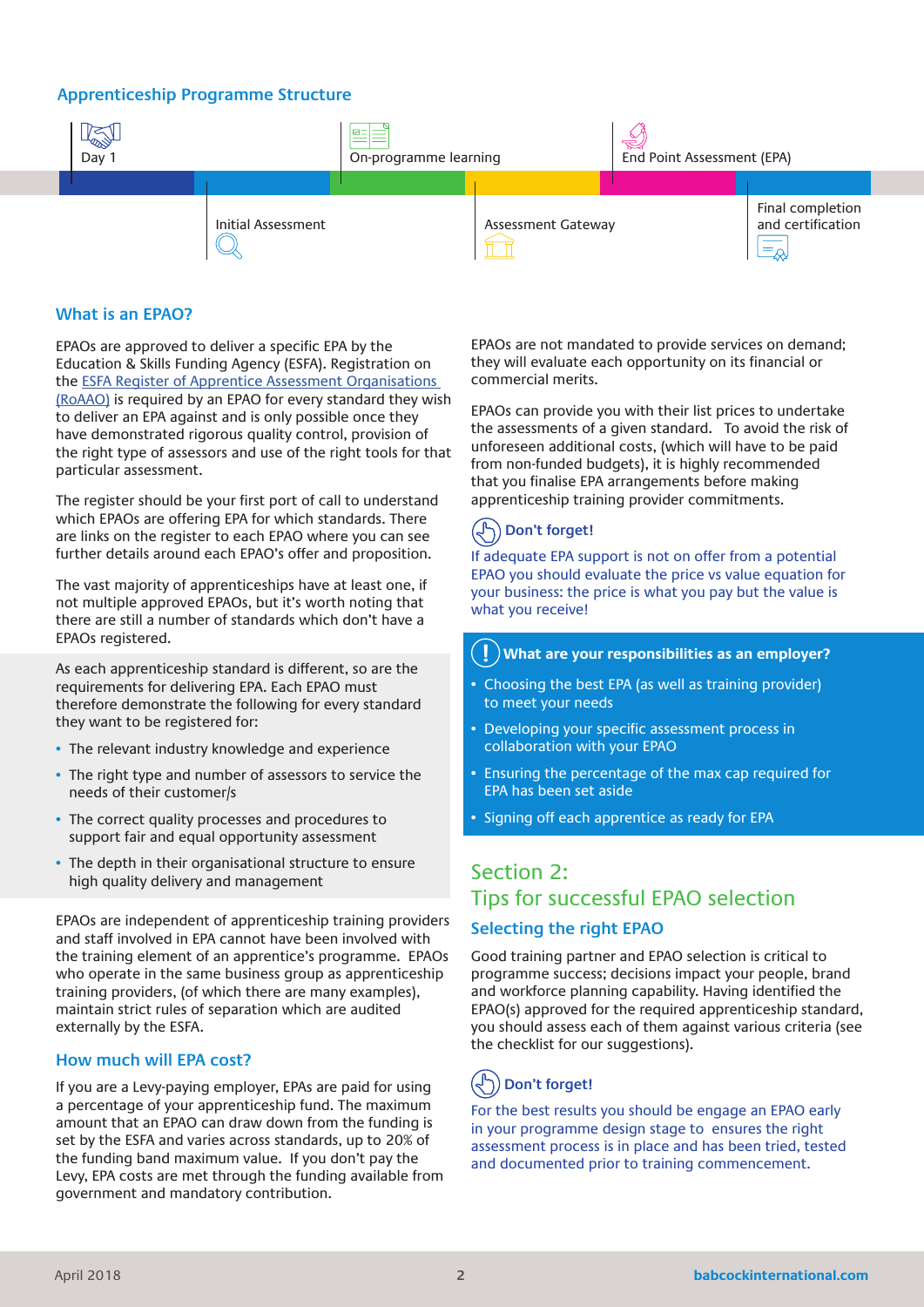## Apprenticeship Programme Structure

Day 1 → Initial Assessment → On-programme learning → Assessment Gateway → End Point Assessment (EPA) → Final completion and certification

## What is an EPAO?

EPAOs are approved to deliver a specific EPA by the Education & Skills Funding Agency (ESFA). Registration on the ESFA Register of Apprentice Assessment Organisations (RoAAO) is required by an EPAO for every standard they wish to deliver an EPA against and is only possible once they have demonstrated rigorous quality control, provision of the right type of assessors and use of the right tools for that particular assessment.

The register should be your first port of call to understand which EPAOs are offering EPA for which standards. There are links on the register to each EPAO where you can see further details around each EPAO's offer and proposition.

The vast majority of apprenticeships have at least one, if not multiple approved EPAOs, but it's worth noting that there are still a number of standards which don't have a EPAOs registered.

As each apprenticeship standard is different, so are the requirements for delivering EPA. Each EPAO must therefore demonstrate the following for every standard they want to be registered for:

- The relevant industry knowledge and experience
- The right type and number of assessors to service the needs of their customer/s
- The correct quality processes and procedures to support fair and equal opportunity assessment
- The depth in their organisational structure to ensure high quality delivery and management

EPAOs are independent of apprenticeship training providers and staff involved in EPA cannot have been involved with the training element of an apprentice's programme. EPAOs who operate in the same business group as apprenticeship training providers, (of which there are many examples), maintain strict rules of separation which are audited externally by the ESFA.

### How much will EPA cost?

If you are a Levy-paying employer, EPAs are paid for using a percentage of your apprenticeship fund. The maximum amount that an EPAO can draw down from the funding is set by the ESFA and varies across standards, up to 20% of the funding band maximum value. If you don't pay the Levy, EPA costs are met through the funding available from government and mandatory contribution.

EPAOs are not mandated to provide services on demand; they will evaluate each opportunity on its financial or commercial merits.

EPAOs can provide you with their list prices to undertake the assessments of a given standard. To avoid the risk of unforeseen additional costs, (which will have to be paid from non-funded budgets), it is highly recommended that you finalise EPA arrangements before making apprenticeship training provider commitments.

**Don't forget!**

If adequate EPA support is not on offer from a potential EPAO you should evaluate the price vs value equation for your business: the price is what you pay but the value is what you receive!

**What are your responsibilities as an employer?**

- Choosing the best EPA (as well as training provider) to meet your needs
- Developing your specific assessment process in collaboration with your EPAO
- Ensuring the percentage of the max cap required for EPA has been set aside
- Signing off each apprentice as ready for EPA

## Section 2: Tips for successful EPAO selection

### Selecting the right EPAO

Good training partner and EPAO selection is critical to programme success; decisions impact your people, brand and workforce planning capability. Having identified the EPAO(s) approved for the required apprenticeship standard, you should assess each of them against various criteria (see the checklist for our suggestions).

**Don't forget!**

For the best results you should be engage an EPAO early in your programme design stage to ensures the right assessment process is in place and has been tried, tested and documented prior to training commencement.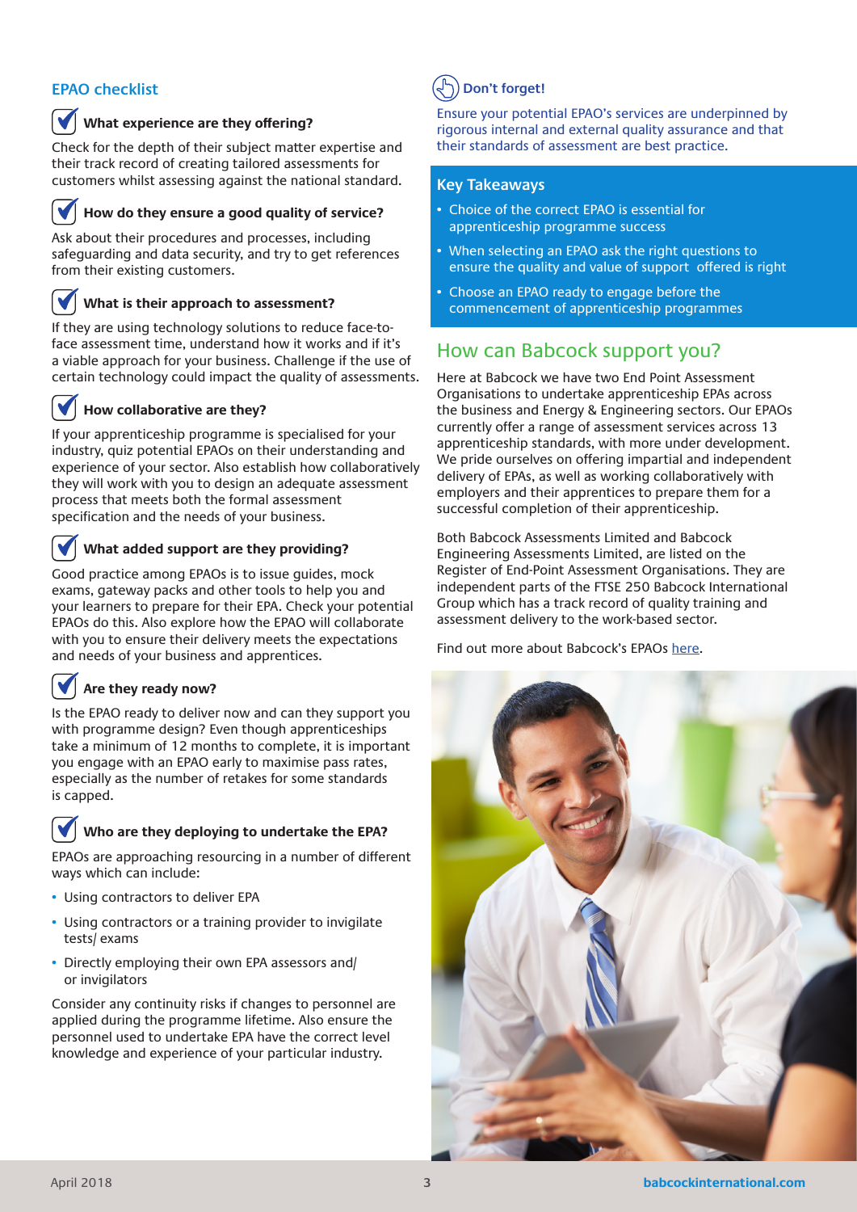## EPAO checklist

### What experience are they offering?

Check for the depth of their subject matter expertise and their track record of creating tailored assessments for customers whilst assessing against the national standard.

### How do they ensure a good quality of service?

Ask about their procedures and processes, including safeguarding and data security, and try to get references from their existing customers.

### What is their approach to assessment?

If they are using technology solutions to reduce face-to-face assessment time, understand how it works and if it's a viable approach for your business. Challenge if the use of certain technology could impact the quality of assessments.

### How collaborative are they?

If your apprenticeship programme is specialised for your industry, quiz potential EPAOs on their understanding and experience of your sector. Also establish how collaboratively they will work with you to design an adequate assessment process that meets both the formal assessment specification and the needs of your business.

### What added support are they providing?

Good practice among EPAOs is to issue guides, mock exams, gateway packs and other tools to help you and your learners to prepare for their EPA. Check your potential EPAOs do this. Also explore how the EPAO will collaborate with you to ensure their delivery meets the expectations and needs of your business and apprentices.

### Are they ready now?

Is the EPAO ready to deliver now and can they support you with programme design? Even though apprenticeships take a minimum of 12 months to complete, it is important you engage with an EPAO early to maximise pass rates, especially as the number of retakes for some standards is capped.

### Who are they deploying to undertake the EPA?

EPAOs are approaching resourcing in a number of different ways which can include:

- Using contractors to deliver EPA
- Using contractors or a training provider to invigilate tests/ exams
- Directly employing their own EPA assessors and/ or invigilators

Consider any continuity risks if changes to personnel are applied during the programme lifetime. Also ensure the personnel used to undertake EPA have the correct level knowledge and experience of your particular industry.

### Don't forget!

Ensure your potential EPAO's services are underpinned by rigorous internal and external quality assurance and that their standards of assessment are best practice.

### Key Takeaways

- Choice of the correct EPAO is essential for apprenticeship programme success
- When selecting an EPAO ask the right questions to ensure the quality and value of support offered is right
- Choose an EPAO ready to engage before the commencement of apprenticeship programmes

## How can Babcock support you?

Here at Babcock we have two End Point Assessment Organisations to undertake apprenticeship EPAs across the business and Energy & Engineering sectors. Our EPAOs currently offer a range of assessment services across 13 apprenticeship standards, with more under development. We pride ourselves on offering impartial and independent delivery of EPAs, as well as working collaboratively with employers and their apprentices to prepare them for a successful completion of their apprenticeship.

Both Babcock Assessments Limited and Babcock Engineering Assessments Limited, are listed on the Register of End-Point Assessment Organisations. They are independent parts of the FTSE 250 Babcock International Group which has a track record of quality training and assessment delivery to the work-based sector.

Find out more about Babcock's EPAOs here.

April 2018

babcockinternational.com